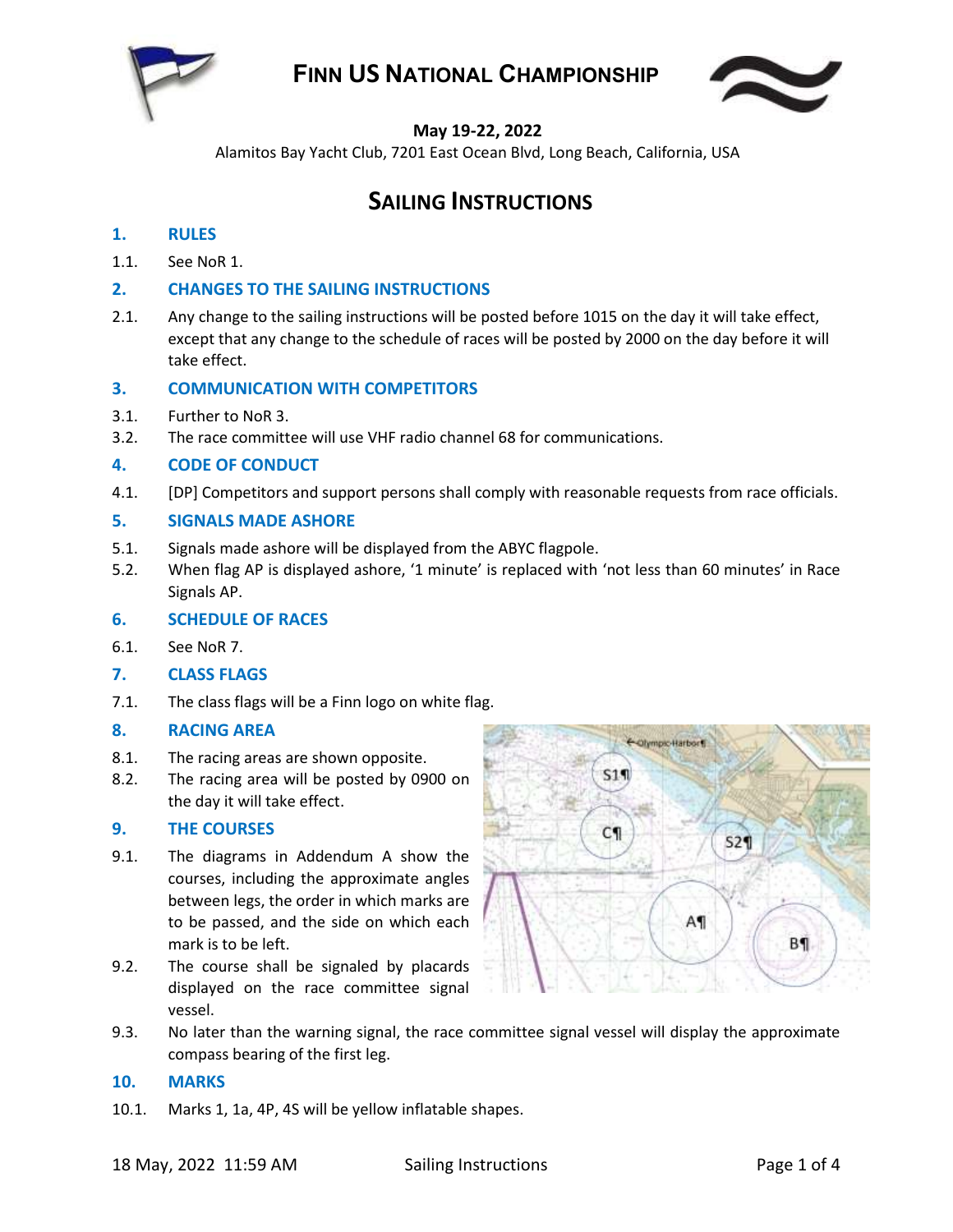# FINN US NATIONAL CHAMPIONSHIP

**May 19-22, 2022**

Alamitos Bay Yacht Club, 7201 East Ocean Blvd, Long Beach, California, USA

# SAILING INSTRUCTIONS

## 1. RULES

1.1. See NoR 1.

## 2. CHANGES TO THE SAILING INSTRUCTIONS

2.1. Any change to the sailing instructions will be posted before 1015 on the day it will take effect, except that any change to the schedule of races will be posted by 2000 on the day before it will take effect.

## 3. COMMUNICATION WITH COMPETITORS

3.1. Further to NoR 3.

3.2. The race committee will use VHF radio channel 68 for communications.

## 4. CODE OF CONDUCT

4.1. [DP] Competitors and support persons shall comply with reasonable requests from race officials.

## 5. SIGNALS MADE ASHORE

5.1. Signals made ashore will be displayed from the ABYC flagpole.

5.2. When flag AP is displayed ashore, '1 minute' is replaced with 'not less than 60 minutes' in Race Signals AP.

## 6. SCHEDULE OF RACES

6.1. See NoR 7.

## 7. CLASS FLAGS

7.1. The class flags will be a Finn logo on white flag.

## 8. RACING AREA

8.1. The racing areas are shown opposite.

8.2. The racing area will be posted by 0900 on the day it will take effect.

## 9. THE COURSES

9.1. The diagrams in Addendum A show the courses, including the approximate angles between legs, the order in which marks are to be passed, and the side on which each mark is to be left.

9.2. The course shall be signaled by placards displayed on the race committee signal vessel.

9.3. No later than the warning signal, the race committee signal vessel will display the approximate compass bearing of the first leg.

## 10. MARKS

10.1. Marks 1, 1a, 4P, 4S will be yellow inflatable shapes.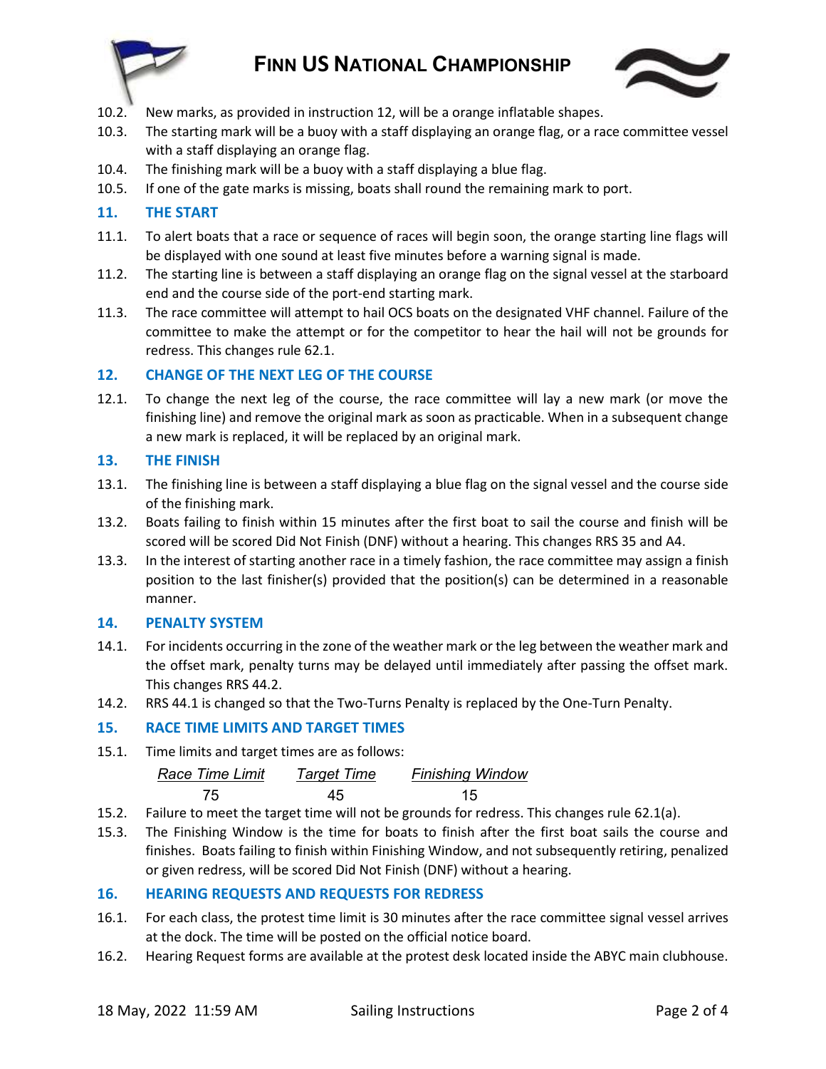10.2. New marks, as provided in instruction 12, will be a orange inflatable shapes.

10.3. The starting mark will be a buoy with a staff displaying an orange flag, or a race committee vessel with a staff displaying an orange flag.

10.4. The finishing mark will be a buoy with a staff displaying a blue flag.

10.5. If one of the gate marks is missing, boats shall round the remaining mark to port.

## 11. THE START

11.1. To alert boats that a race or sequence of races will begin soon, the orange starting line flags will be displayed with one sound at least five minutes before a warning signal is made.

11.2. The starting line is between a staff displaying an orange flag on the signal vessel at the starboard end and the course side of the port-end starting mark.

11.3. The race committee will attempt to hail OCS boats on the designated VHF channel. Failure of the committee to make the attempt or for the competitor to hear the hail will not be grounds for redress. This changes rule 62.1.

## 12. CHANGE OF THE NEXT LEG OF THE COURSE

12.1. To change the next leg of the course, the race committee will lay a new mark (or move the finishing line) and remove the original mark as soon as practicable. When in a subsequent change a new mark is replaced, it will be replaced by an original mark.

## 13. THE FINISH

13.1. The finishing line is between a staff displaying a blue flag on the signal vessel and the course side of the finishing mark.

13.2. Boats failing to finish within 15 minutes after the first boat to sail the course and finish will be scored will be scored Did Not Finish (DNF) without a hearing. This changes RRS 35 and A4.

13.3. In the interest of starting another race in a timely fashion, the race committee may assign a finish position to the last finisher(s) provided that the position(s) can be determined in a reasonable manner.

## 14. PENALTY SYSTEM

14.1. For incidents occurring in the zone of the weather mark or the leg between the weather mark and the offset mark, penalty turns may be delayed until immediately after passing the offset mark. This changes RRS 44.2.

14.2. RRS 44.1 is changed so that the Two-Turns Penalty is replaced by the One-Turn Penalty.

## 15. RACE TIME LIMITS AND TARGET TIMES

15.1. Time limits and target times are as follows:

| *Race Time Limit* | *Target Time* | *Finishing Window* |
|---|---|---|
| 75 | 45 | 15 |

15.2. Failure to meet the target time will not be grounds for redress. This changes rule 62.1(a).

15.3. The Finishing Window is the time for boats to finish after the first boat sails the course and finishes. Boats failing to finish within Finishing Window, and not subsequently retiring, penalized or given redress, will be scored Did Not Finish (DNF) without a hearing.

## 16. HEARING REQUESTS AND REQUESTS FOR REDRESS

16.1. For each class, the protest time limit is 30 minutes after the race committee signal vessel arrives at the dock. The time will be posted on the official notice board.

16.2. Hearing Request forms are available at the protest desk located inside the ABYC main clubhouse.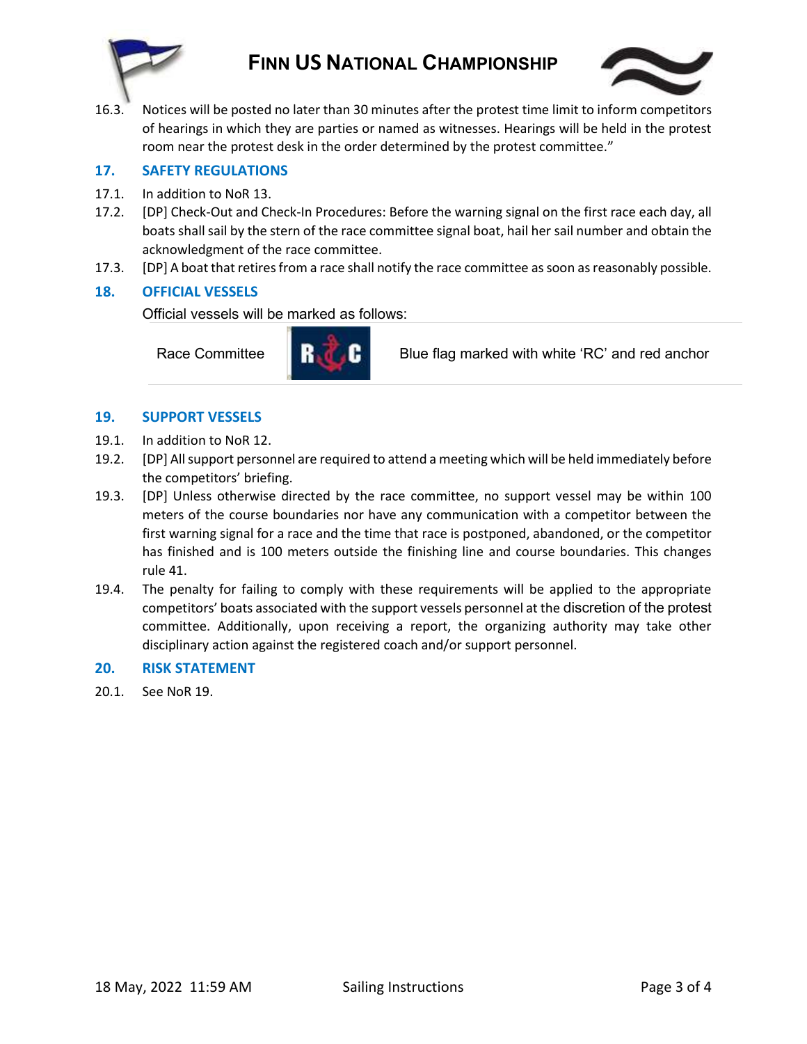16.3. Notices will be posted no later than 30 minutes after the protest time limit to inform competitors of hearings in which they are parties or named as witnesses. Hearings will be held in the protest room near the protest desk in the order determined by the protest committee."

## 17. SAFETY REGULATIONS

17.1. In addition to NoR 13.

17.2. [DP] Check-Out and Check-In Procedures: Before the warning signal on the first race each day, all boats shall sail by the stern of the race committee signal boat, hail her sail number and obtain the acknowledgment of the race committee.

17.3. [DP] A boat that retires from a race shall notify the race committee as soon as reasonably possible.

## 18. OFFICIAL VESSELS

Official vessels will be marked as follows:

| Race Committee | R C | Blue flag marked with white 'RC' and red anchor |
|---|---|---|

## 19. SUPPORT VESSELS

19.1. In addition to NoR 12.

19.2. [DP] All support personnel are required to attend a meeting which will be held immediately before the competitors' briefing.

19.3. [DP] Unless otherwise directed by the race committee, no support vessel may be within 100 meters of the course boundaries nor have any communication with a competitor between the first warning signal for a race and the time that race is postponed, abandoned, or the competitor has finished and is 100 meters outside the finishing line and course boundaries. This changes rule 41.

19.4. The penalty for failing to comply with these requirements will be applied to the appropriate competitors' boats associated with the support vessels personnel at the discretion of the protest committee. Additionally, upon receiving a report, the organizing authority may take other disciplinary action against the registered coach and/or support personnel.

## 20. RISK STATEMENT

20.1. See NoR 19.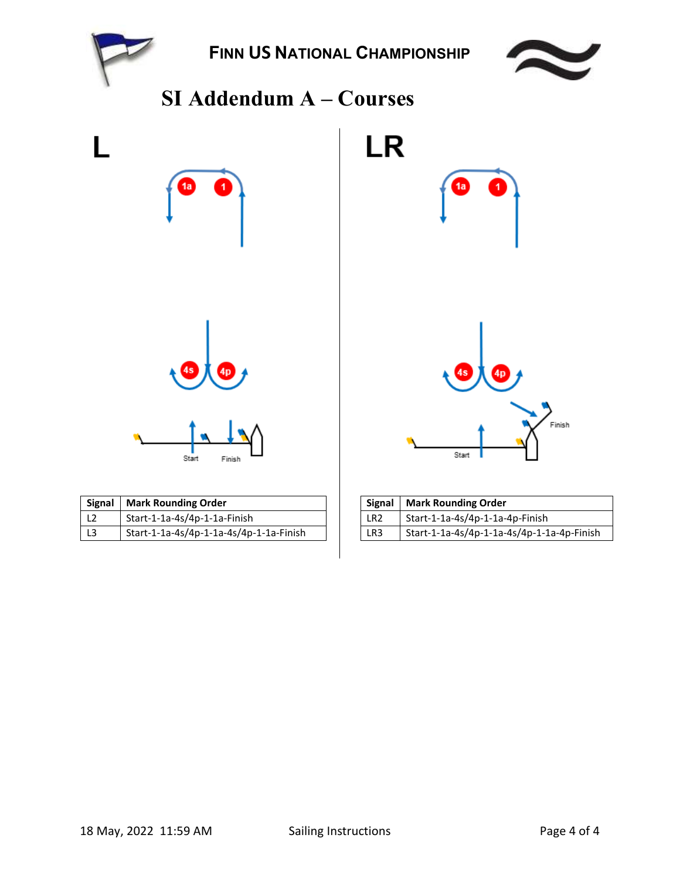FINN US NATIONAL CHAMPIONSHIP

# SI Addendum A – Courses

## L

1a
1
4s
4p
Start
Finish

| Signal | Mark Rounding Order |
|---|---|
| L2 | Start-1-1a-4s/4p-1-1a-Finish |
| L3 | Start-1-1a-4s/4p-1-1a-4s/4p-1-1a-Finish |

## LR

1a
1
4s
4p
Finish
Start

| Signal | Mark Rounding Order |
|---|---|
| LR2 | Start-1-1a-4s/4p-1-1a-4p-Finish |
| LR3 | Start-1-1a-4s/4p-1-1a-4s/4p-1-1a-4p-Finish |

18 May, 2022 11:59 AM

Sailing Instructions